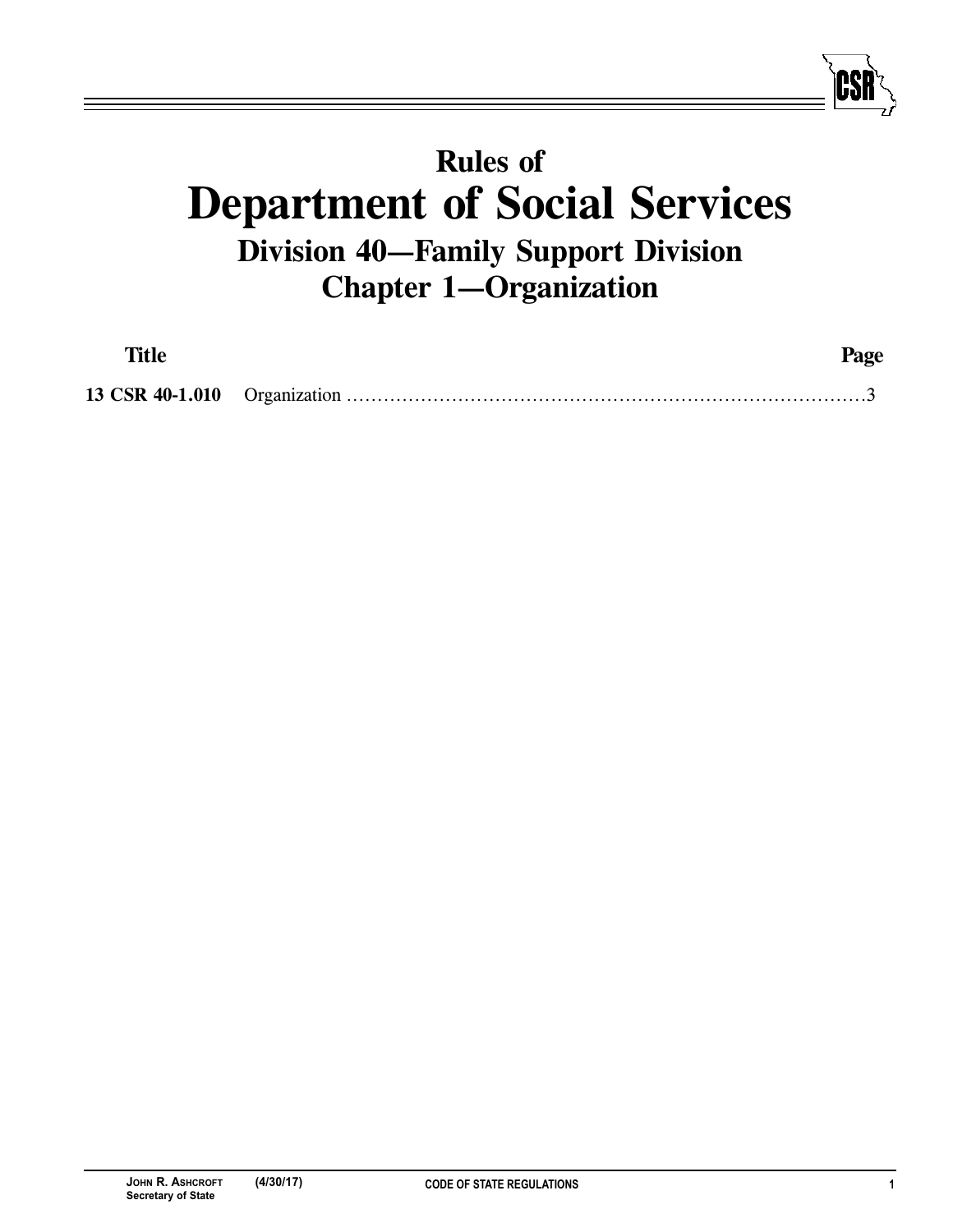# Rules of
# Department of Social Services
## Division 40—Family Support Division
## Chapter 1—Organization

| Title | | Page |
|---|---|---|
| **13 CSR 40-1.010** | Organization | 3 |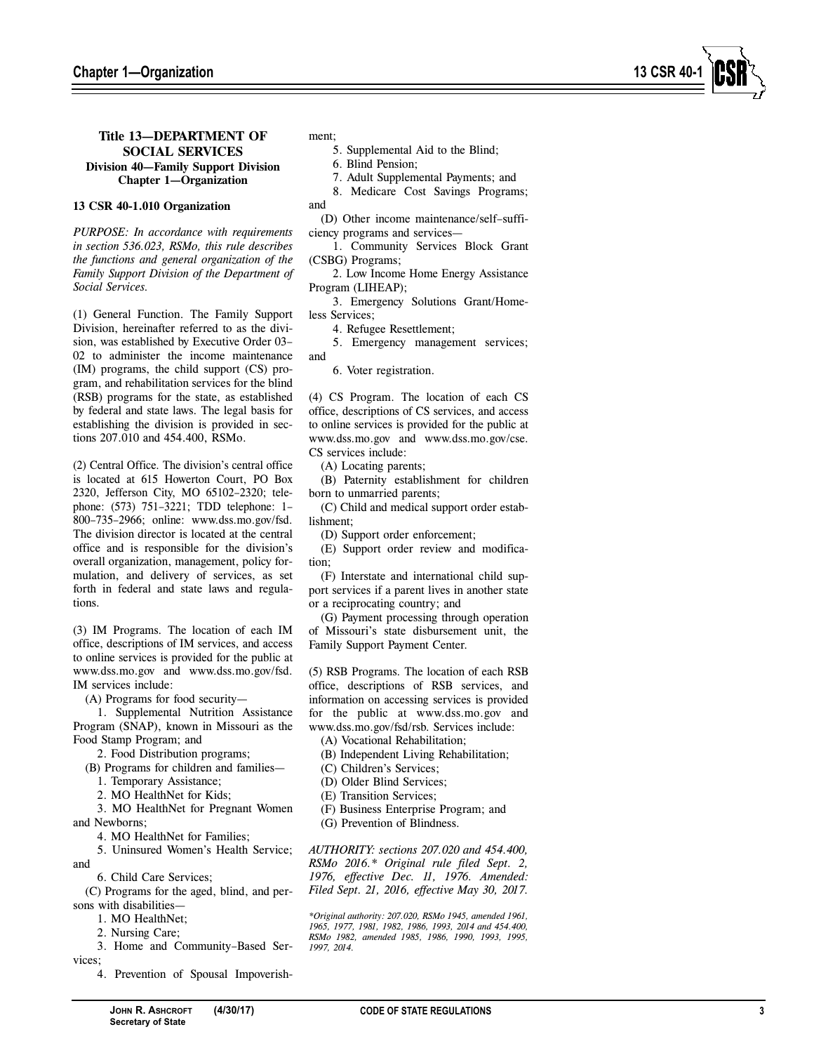# Title 13—DEPARTMENT OF SOCIAL SERVICES
## Division 40—Family Support Division
## Chapter 1—Organization

### 13 CSR 40-1.010 Organization

*PURPOSE: In accordance with requirements in section 536.023, RSMo, this rule describes the functions and general organization of the Family Support Division of the Department of Social Services.*

(1) General Function. The Family Support Division, hereinafter referred to as the division, was established by Executive Order 03–02 to administer the income maintenance (IM) programs, the child support (CS) program, and rehabilitation services for the blind (RSB) programs for the state, as established by federal and state laws. The legal basis for establishing the division is provided in sections 207.010 and 454.400, RSMo.

(2) Central Office. The division's central office is located at 615 Howerton Court, PO Box 2320, Jefferson City, MO 65102–2320; telephone: (573) 751–3221; TDD telephone: 1–800–735–2966; online: www.dss.mo.gov/fsd. The division director is located at the central office and is responsible for the division's overall organization, management, policy formulation, and delivery of services, as set forth in federal and state laws and regulations.

(3) IM Programs. The location of each IM office, descriptions of IM services, and access to online services is provided for the public at www.dss.mo.gov and www.dss.mo.gov/fsd. IM services include:

(A) Programs for food security—

1. Supplemental Nutrition Assistance Program (SNAP), known in Missouri as the Food Stamp Program; and
2. Food Distribution programs;

(B) Programs for children and families—

1. Temporary Assistance;
2. MO HealthNet for Kids;
3. MO HealthNet for Pregnant Women and Newborns;
4. MO HealthNet for Families;
5. Uninsured Women's Health Service; and
6. Child Care Services;

(C) Programs for the aged, blind, and persons with disabilities—

1. MO HealthNet;
2. Nursing Care;
3. Home and Community–Based Services;
4. Prevention of Spousal Impoverishment;
5. Supplemental Aid to the Blind;
6. Blind Pension;
7. Adult Supplemental Payments; and
8. Medicare Cost Savings Programs; and

(D) Other income maintenance/self–sufficiency programs and services—

1. Community Services Block Grant (CSBG) Programs;
2. Low Income Home Energy Assistance Program (LIHEAP);
3. Emergency Solutions Grant/Homeless Services;
4. Refugee Resettlement;
5. Emergency management services; and
6. Voter registration.

(4) CS Program. The location of each CS office, descriptions of CS services, and access to online services is provided for the public at www.dss.mo.gov and www.dss.mo.gov/cse. CS services include:

(A) Locating parents;

(B) Paternity establishment for children born to unmarried parents;

(C) Child and medical support order establishment;

(D) Support order enforcement;

(E) Support order review and modification;

(F) Interstate and international child support services if a parent lives in another state or a reciprocating country; and

(G) Payment processing through operation of Missouri's state disbursement unit, the Family Support Payment Center.

(5) RSB Programs. The location of each RSB office, descriptions of RSB services, and information on accessing services is provided for the public at www.dss.mo.gov and www.dss.mo.gov/fsd/rsb. Services include:

(A) Vocational Rehabilitation;

(B) Independent Living Rehabilitation;

(C) Children's Services;

(D) Older Blind Services;

(E) Transition Services;

(F) Business Enterprise Program; and

(G) Prevention of Blindness.

*AUTHORITY: sections 207.020 and 454.400, RSMo 2016.\* Original rule filed Sept. 2, 1976, effective Dec. 11, 1976. Amended: Filed Sept. 21, 2016, effective May 30, 2017.*

*\*Original authority: 207.020, RSMo 1945, amended 1961, 1965, 1977, 1981, 1982, 1986, 1993, 2014 and 454.400, RSMo 1982, amended 1985, 1986, 1990, 1993, 1995, 1997, 2014.*